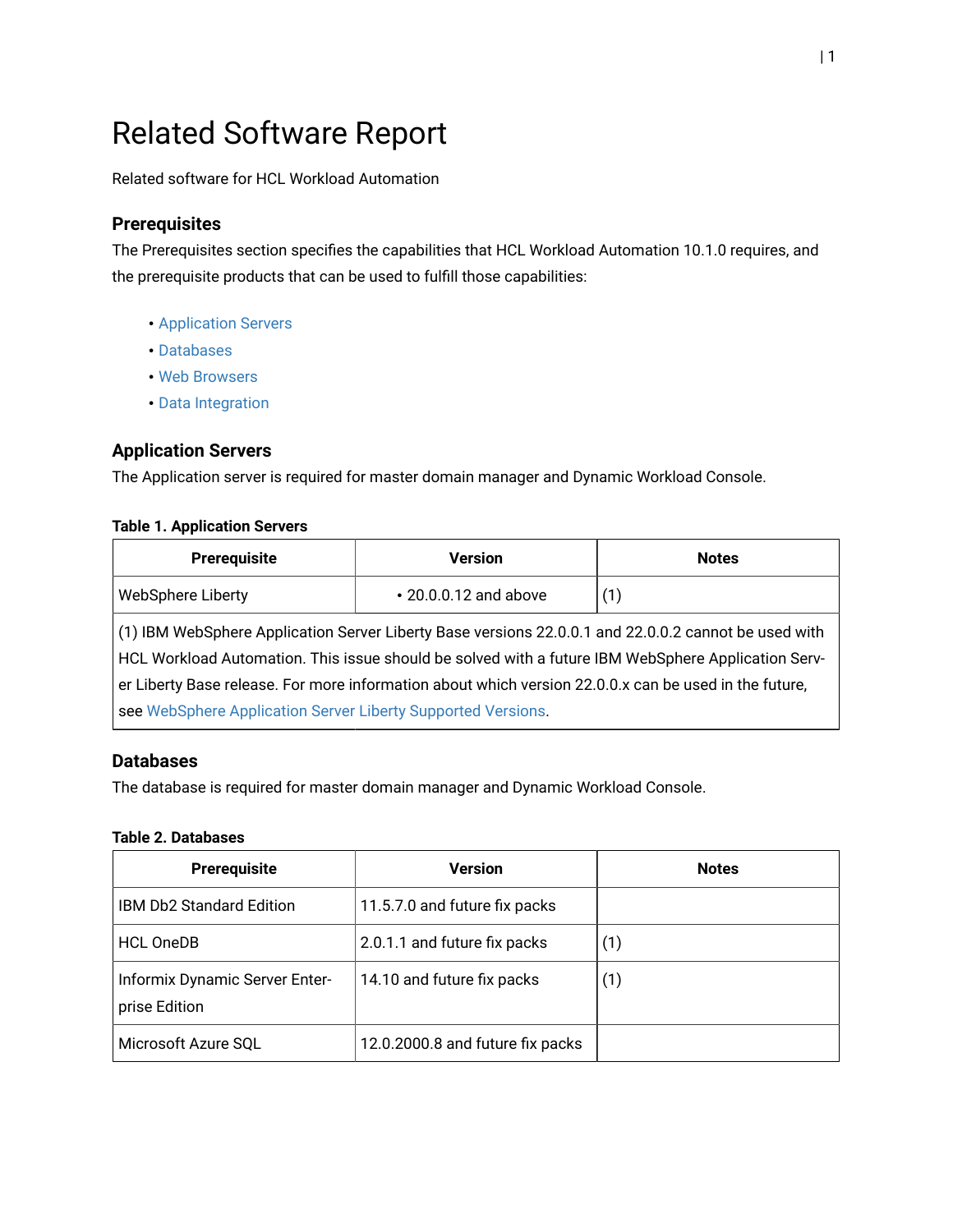# Related Software Report

Related software for HCL Workload Automation

## Prerequisites

The Prerequisites section specifies the capabilities that HCL Workload Automation 10.1.0 requires, and the prerequisite products that can be used to fulfill those capabilities:

- Application Servers
- Databases
- Web Browsers
- Data Integration

## Application Servers

The Application server is required for master domain manager and Dynamic Workload Console.

**Table 1. Application Servers**

| Prerequisite | Version | Notes |
|---|---|---|
| WebSphere Liberty | • 20.0.0.12 and above | (1) |
| (1) IBM WebSphere Application Server Liberty Base versions 22.0.0.1 and 22.0.0.2 cannot be used with HCL Workload Automation. This issue should be solved with a future IBM WebSphere Application Server Liberty Base release. For more information about which version 22.0.0.x can be used in the future, see WebSphere Application Server Liberty Supported Versions. | | |

## Databases

The database is required for master domain manager and Dynamic Workload Console.

**Table 2. Databases**

| Prerequisite | Version | Notes |
|---|---|---|
| IBM Db2 Standard Edition | 11.5.7.0 and future fix packs | |
| HCL OneDB | 2.0.1.1 and future fix packs | (1) |
| Informix Dynamic Server Enterprise Edition | 14.10 and future fix packs | (1) |
| Microsoft Azure SQL | 12.0.2000.8 and future fix packs | |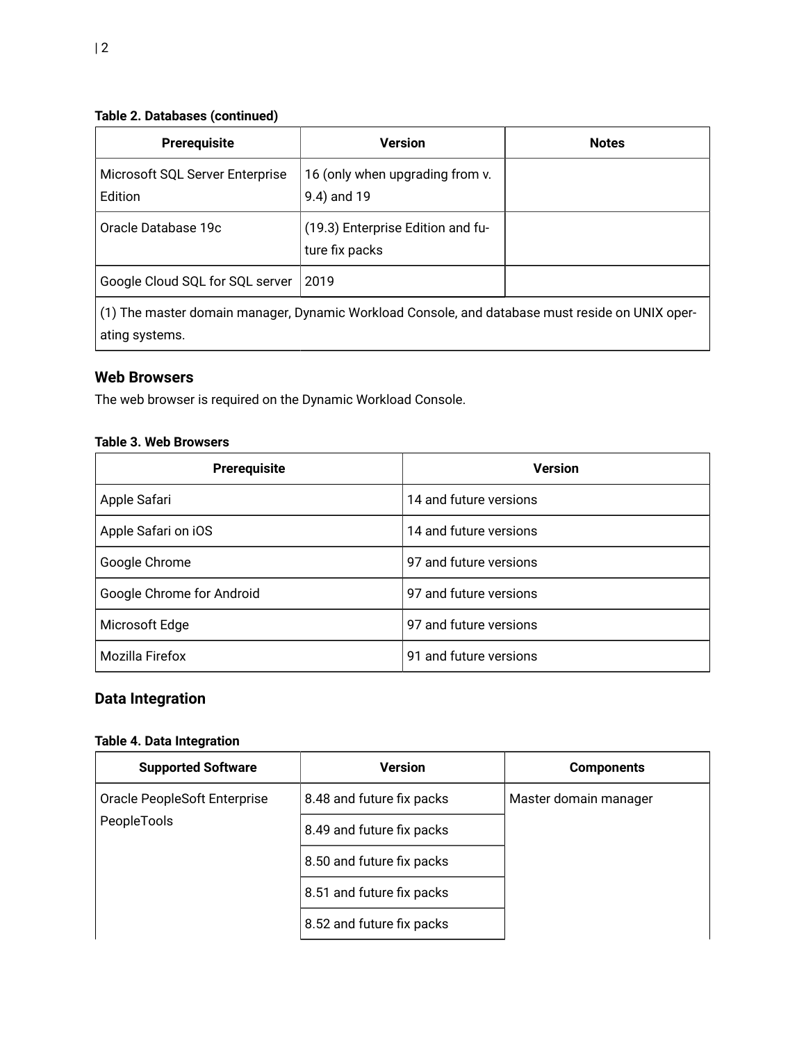**Table 2. Databases (continued)**

| Prerequisite | Version | Notes |
| --- | --- | --- |
| Microsoft SQL Server Enterprise Edition | 16 (only when upgrading from v. 9.4) and 19 | |
| Oracle Database 19c | (19.3) Enterprise Edition and future fix packs | |
| Google Cloud SQL for SQL server | 2019 | |
| (1) The master domain manager, Dynamic Workload Console, and database must reside on UNIX operating systems. | | |

## Web Browsers

The web browser is required on the Dynamic Workload Console.

**Table 3. Web Browsers**

| Prerequisite | Version |
| --- | --- |
| Apple Safari | 14 and future versions |
| Apple Safari on iOS | 14 and future versions |
| Google Chrome | 97 and future versions |
| Google Chrome for Android | 97 and future versions |
| Microsoft Edge | 97 and future versions |
| Mozilla Firefox | 91 and future versions |

## Data Integration

**Table 4. Data Integration**

| Supported Software | Version | Components |
| --- | --- | --- |
| Oracle PeopleSoft Enterprise PeopleTools | 8.48 and future fix packs | Master domain manager |
| | 8.49 and future fix packs | |
| | 8.50 and future fix packs | |
| | 8.51 and future fix packs | |
| | 8.52 and future fix packs | |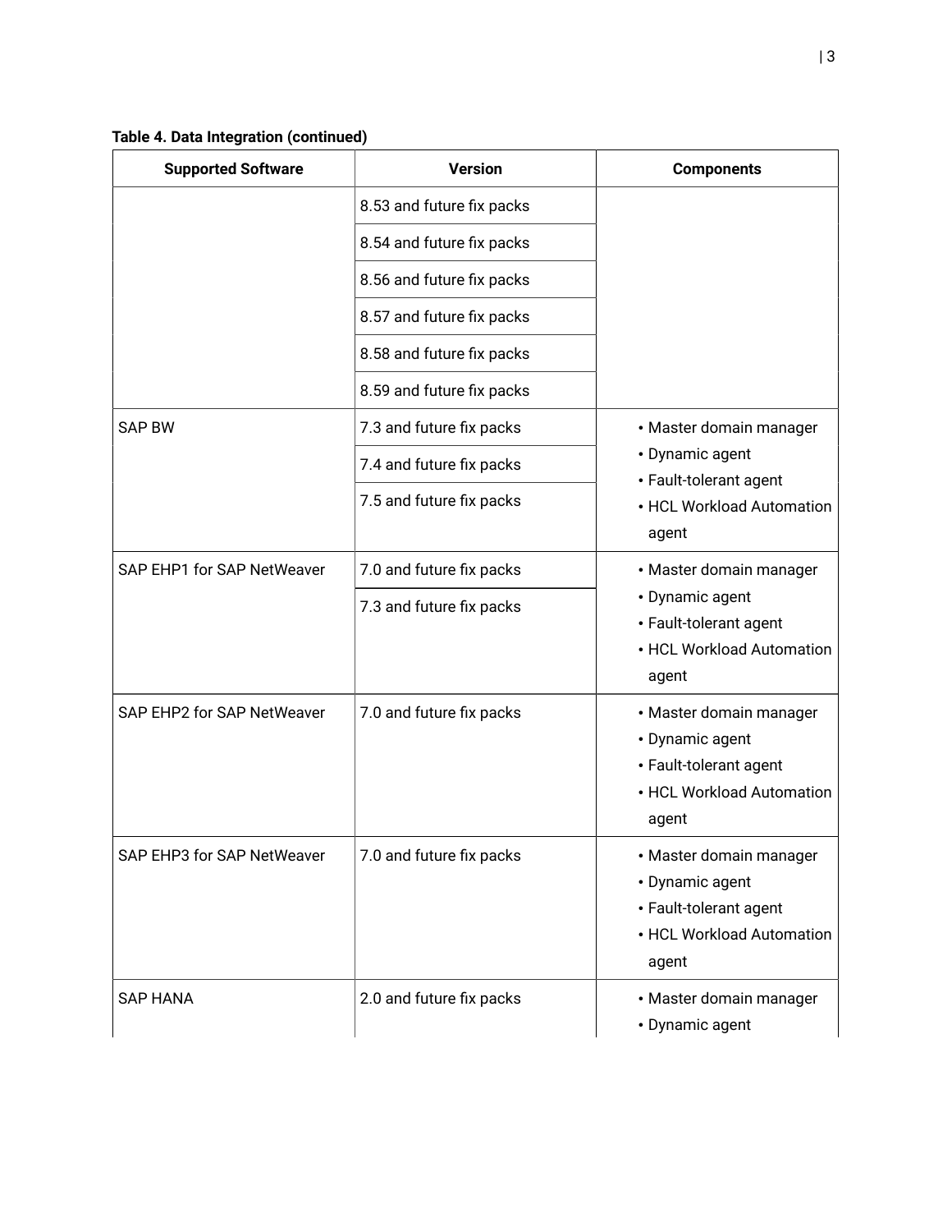**Table 4. Data Integration (continued)**

| Supported Software | Version | Components |
| --- | --- | --- |
| | 8.53 and future fix packs | |
| | 8.54 and future fix packs | |
| | 8.56 and future fix packs | |
| | 8.57 and future fix packs | |
| | 8.58 and future fix packs | |
| | 8.59 and future fix packs | |
| SAP BW | 7.3 and future fix packs | • Master domain manager<br>• Dynamic agent<br>• Fault-tolerant agent<br>• HCL Workload Automation agent |
| | 7.4 and future fix packs | |
| | 7.5 and future fix packs | |
| SAP EHP1 for SAP NetWeaver | 7.0 and future fix packs | • Master domain manager<br>• Dynamic agent<br>• Fault-tolerant agent<br>• HCL Workload Automation agent |
| | 7.3 and future fix packs | |
| SAP EHP2 for SAP NetWeaver | 7.0 and future fix packs | • Master domain manager<br>• Dynamic agent<br>• Fault-tolerant agent<br>• HCL Workload Automation agent |
| SAP EHP3 for SAP NetWeaver | 7.0 and future fix packs | • Master domain manager<br>• Dynamic agent<br>• Fault-tolerant agent<br>• HCL Workload Automation agent |
| SAP HANA | 2.0 and future fix packs | • Master domain manager<br>• Dynamic agent |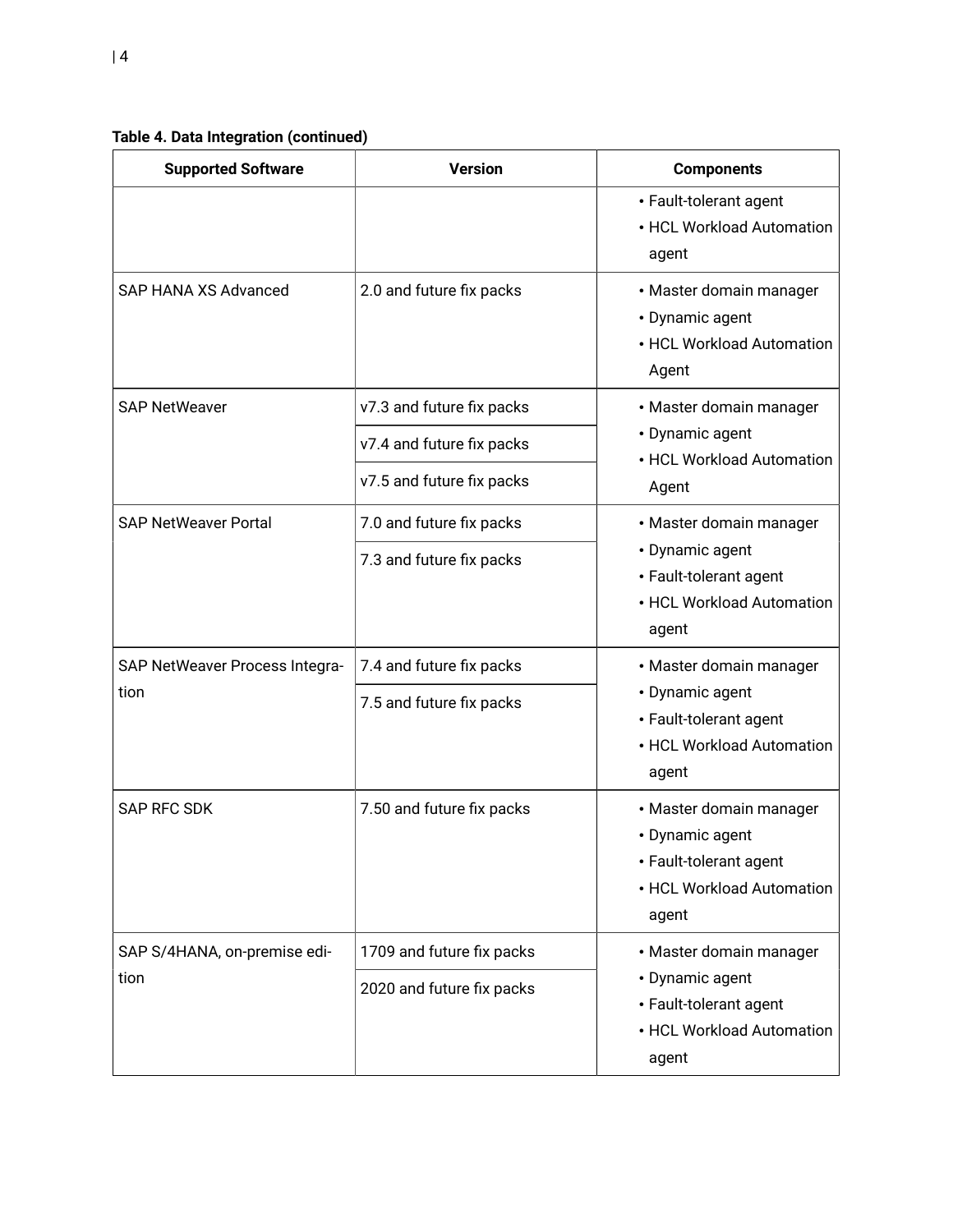**Table 4. Data Integration (continued)**

| Supported Software | Version | Components |
| --- | --- | --- |
| | | • Fault-tolerant agent<br>• HCL Workload Automation agent |
| SAP HANA XS Advanced | 2.0 and future fix packs | • Master domain manager<br>• Dynamic agent<br>• HCL Workload Automation Agent |
| SAP NetWeaver | v7.3 and future fix packs<br>v7.4 and future fix packs<br>v7.5 and future fix packs | • Master domain manager<br>• Dynamic agent<br>• HCL Workload Automation Agent |
| SAP NetWeaver Portal | 7.0 and future fix packs<br>7.3 and future fix packs | • Master domain manager<br>• Dynamic agent<br>• Fault-tolerant agent<br>• HCL Workload Automation agent |
| SAP NetWeaver Process Integration | 7.4 and future fix packs<br>7.5 and future fix packs | • Master domain manager<br>• Dynamic agent<br>• Fault-tolerant agent<br>• HCL Workload Automation agent |
| SAP RFC SDK | 7.50 and future fix packs | • Master domain manager<br>• Dynamic agent<br>• Fault-tolerant agent<br>• HCL Workload Automation agent |
| SAP S/4HANA, on-premise edition | 1709 and future fix packs<br>2020 and future fix packs | • Master domain manager<br>• Dynamic agent<br>• Fault-tolerant agent<br>• HCL Workload Automation agent |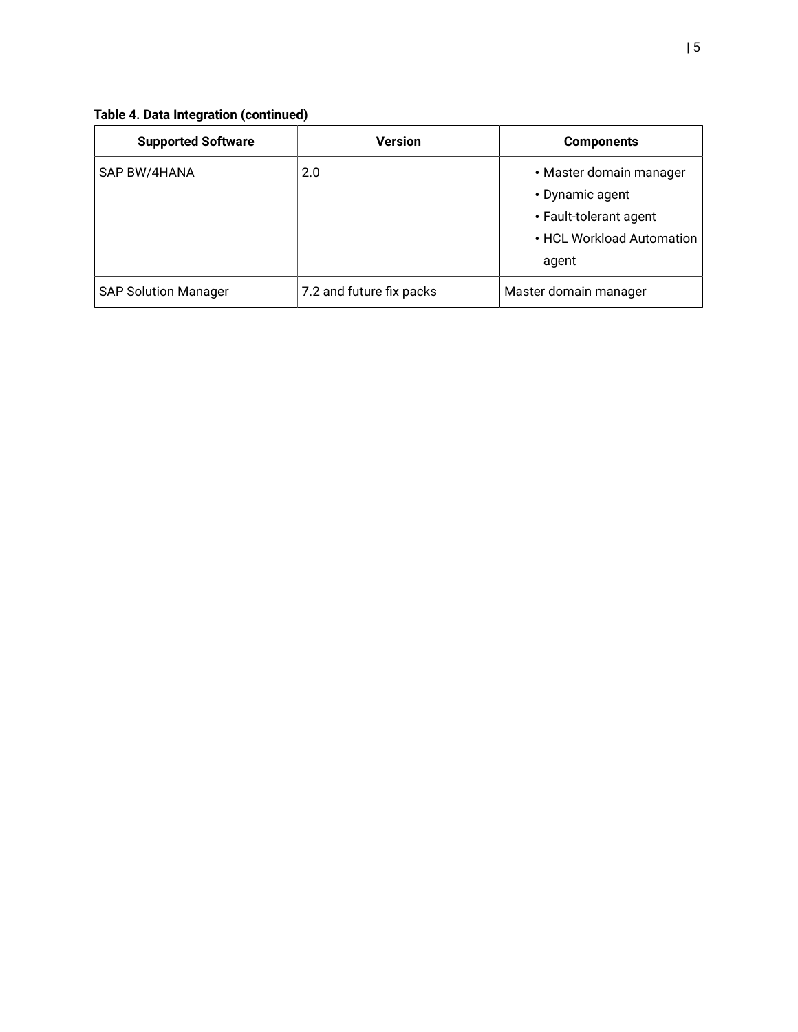**Table 4. Data Integration (continued)**

| Supported Software | Version | Components |
|---|---|---|
| SAP BW/4HANA | 2.0 | • Master domain manager<br>• Dynamic agent<br>• Fault-tolerant agent<br>• HCL Workload Automation agent |
| SAP Solution Manager | 7.2 and future fix packs | Master domain manager |